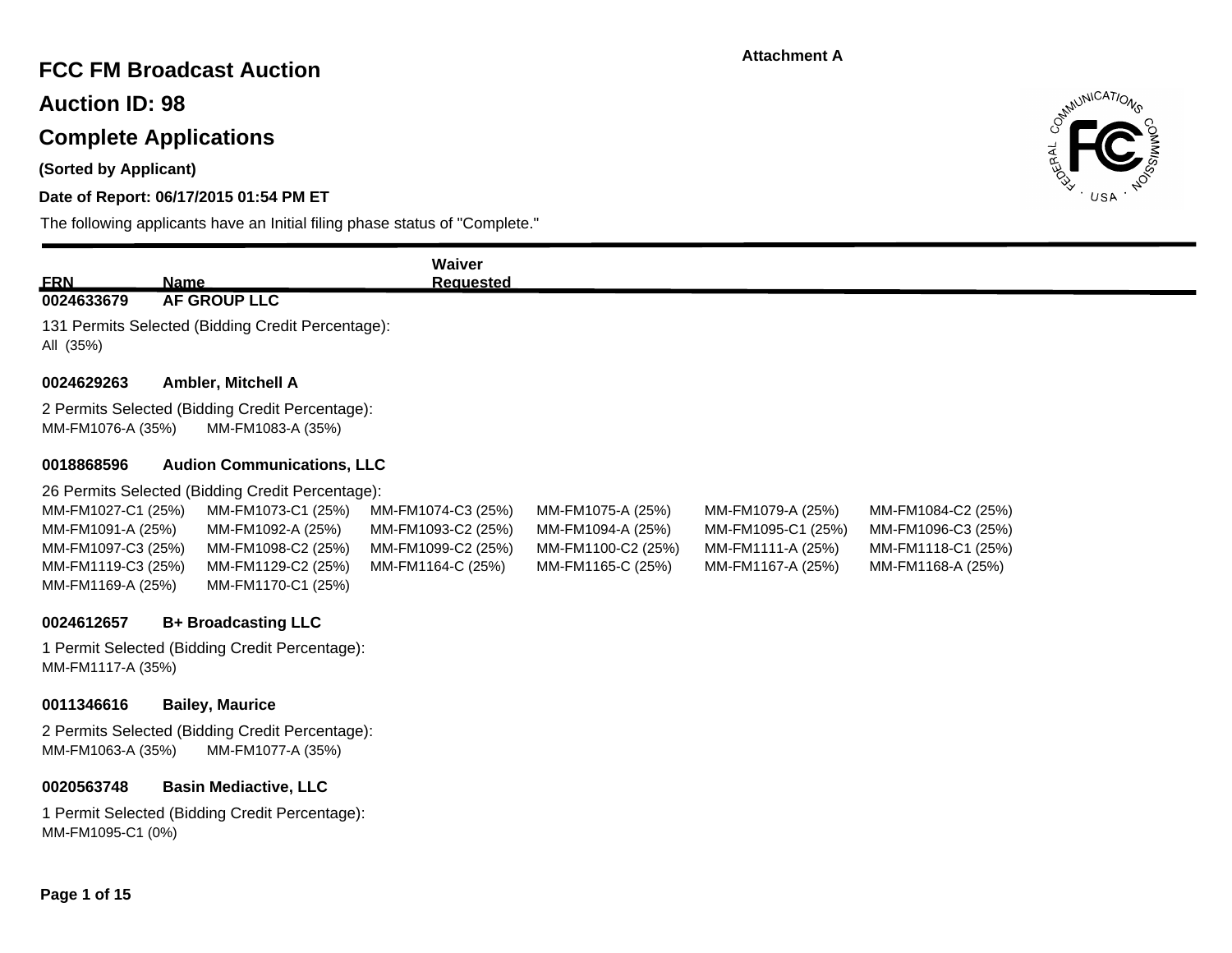Attachment A

# FCC FM Broadcast Auction

## Auction ID: 98

## Complete Applications

**(Sorted by Applicant)**

**Date of Report: 06/17/2015 01:54 PM ET**

The following applicants have an Initial filing phase status of "Complete."

| FRN | Name | Waiver Requested |
|---|---|---|

**0024633679** **AF GROUP LLC**

131 Permits Selected (Bidding Credit Percentage):
All (35%)

**0024629263** **Ambler, Mitchell A**

2 Permits Selected (Bidding Credit Percentage):
MM-FM1076-A (35%) MM-FM1083-A (35%)

**0018868596** **Audion Communications, LLC**

26 Permits Selected (Bidding Credit Percentage):

| | | | | | |
|---|---|---|---|---|---|
| MM-FM1027-C1 (25%) | MM-FM1073-C1 (25%) | MM-FM1074-C3 (25%) | MM-FM1075-A (25%) | MM-FM1079-A (25%) | MM-FM1084-C2 (25%) |
| MM-FM1091-A (25%) | MM-FM1092-A (25%) | MM-FM1093-C2 (25%) | MM-FM1094-A (25%) | MM-FM1095-C1 (25%) | MM-FM1096-C3 (25%) |
| MM-FM1097-C3 (25%) | MM-FM1098-C2 (25%) | MM-FM1099-C2 (25%) | MM-FM1100-C2 (25%) | MM-FM1111-A (25%) | MM-FM1118-C1 (25%) |
| MM-FM1119-C3 (25%) | MM-FM1129-C2 (25%) | MM-FM1164-C (25%) | MM-FM1165-C (25%) | MM-FM1167-A (25%) | MM-FM1168-A (25%) |
| MM-FM1169-A (25%) | MM-FM1170-C1 (25%) | | | | |

**0024612657** **B+ Broadcasting LLC**

1 Permit Selected (Bidding Credit Percentage):
MM-FM1117-A (35%)

**0011346616** **Bailey, Maurice**

2 Permits Selected (Bidding Credit Percentage):
MM-FM1063-A (35%) MM-FM1077-A (35%)

**0020563748** **Basin Mediactive, LLC**

1 Permit Selected (Bidding Credit Percentage):
MM-FM1095-C1 (0%)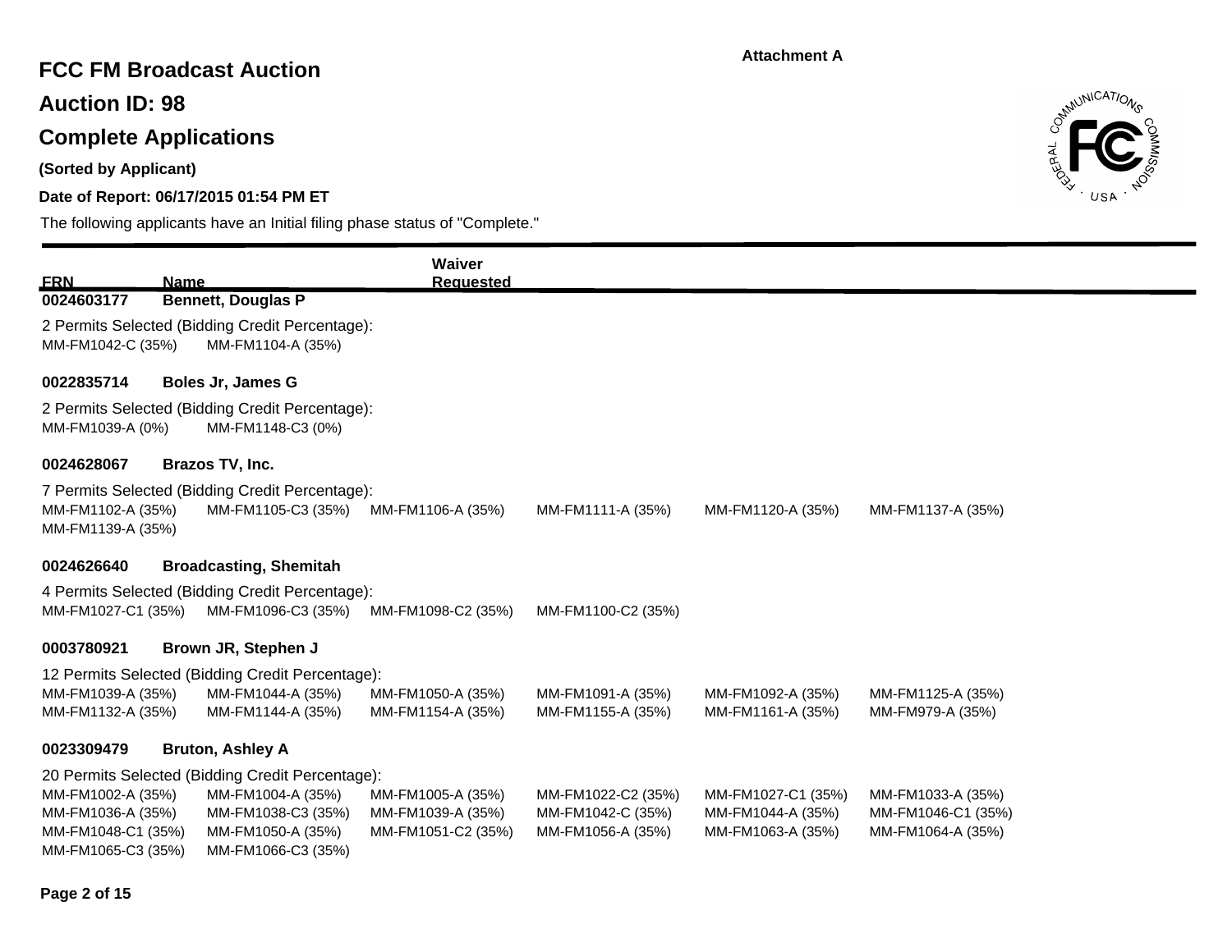Attachment A

# FCC FM Broadcast Auction

## Auction ID: 98

## Complete Applications

**(Sorted by Applicant)**

**Date of Report: 06/17/2015 01:54 PM ET**

The following applicants have an Initial filing phase status of "Complete."

| FRN | Name | Waiver Requested |
|---|---|---|

**0024603177 Bennett, Douglas P**

2 Permits Selected (Bidding Credit Percentage):
MM-FM1042-C (35%) MM-FM1104-A (35%)

**0022835714 Boles Jr, James G**

2 Permits Selected (Bidding Credit Percentage):
MM-FM1039-A (0%) MM-FM1148-C3 (0%)

**0024628067 Brazos TV, Inc.**

7 Permits Selected (Bidding Credit Percentage):
MM-FM1102-A (35%) MM-FM1105-C3 (35%) MM-FM1106-A (35%) MM-FM1111-A (35%) MM-FM1120-A (35%) MM-FM1137-A (35%)
MM-FM1139-A (35%)

**0024626640 Broadcasting, Shemitah**

4 Permits Selected (Bidding Credit Percentage):
MM-FM1027-C1 (35%) MM-FM1096-C3 (35%) MM-FM1098-C2 (35%) MM-FM1100-C2 (35%)

**0003780921 Brown JR, Stephen J**

12 Permits Selected (Bidding Credit Percentage):
MM-FM1039-A (35%) MM-FM1044-A (35%) MM-FM1050-A (35%) MM-FM1091-A (35%) MM-FM1092-A (35%) MM-FM1125-A (35%)
MM-FM1132-A (35%) MM-FM1144-A (35%) MM-FM1154-A (35%) MM-FM1155-A (35%) MM-FM1161-A (35%) MM-FM979-A (35%)

**0023309479 Bruton, Ashley A**

20 Permits Selected (Bidding Credit Percentage):
MM-FM1002-A (35%) MM-FM1004-A (35%) MM-FM1005-A (35%) MM-FM1022-C2 (35%) MM-FM1027-C1 (35%) MM-FM1033-A (35%)
MM-FM1036-A (35%) MM-FM1038-C3 (35%) MM-FM1039-A (35%) MM-FM1042-C (35%) MM-FM1044-A (35%) MM-FM1046-C1 (35%)
MM-FM1048-C1 (35%) MM-FM1050-A (35%) MM-FM1051-C2 (35%) MM-FM1056-A (35%) MM-FM1063-A (35%) MM-FM1064-A (35%)
MM-FM1065-C3 (35%) MM-FM1066-C3 (35%)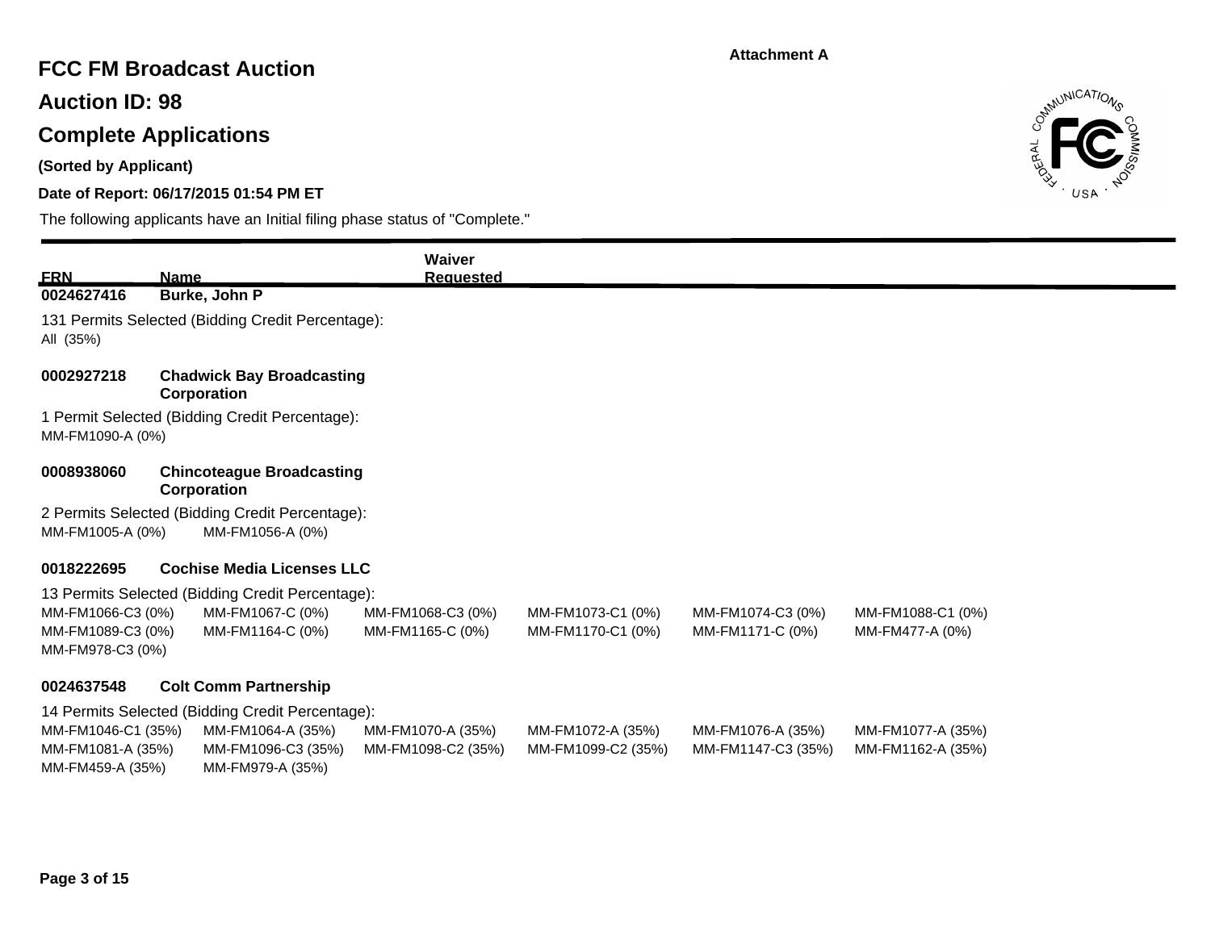**Attachment A**

# FCC FM Broadcast Auction

## Auction ID: 98

## Complete Applications

**(Sorted by Applicant)**

**Date of Report: 06/17/2015 01:54 PM ET**

The following applicants have an Initial filing phase status of "Complete."

| FRN | Name | Waiver Requested |
|---|---|---|

**0024627416** **Burke, John P**

131 Permits Selected (Bidding Credit Percentage):
All (35%)

**0002927218** **Chadwick Bay Broadcasting Corporation**

1 Permit Selected (Bidding Credit Percentage):
MM-FM1090-A (0%)

**0008938060** **Chincoteague Broadcasting Corporation**

2 Permits Selected (Bidding Credit Percentage):
MM-FM1005-A (0%) MM-FM1056-A (0%)

**0018222695** **Cochise Media Licenses LLC**

13 Permits Selected (Bidding Credit Percentage):
MM-FM1066-C3 (0%) MM-FM1067-C (0%) MM-FM1068-C3 (0%) MM-FM1073-C1 (0%) MM-FM1074-C3 (0%) MM-FM1088-C1 (0%)
MM-FM1089-C3 (0%) MM-FM1164-C (0%) MM-FM1165-C (0%) MM-FM1170-C1 (0%) MM-FM1171-C (0%) MM-FM477-A (0%)
MM-FM978-C3 (0%)

**0024637548** **Colt Comm Partnership**

14 Permits Selected (Bidding Credit Percentage):
MM-FM1046-C1 (35%) MM-FM1064-A (35%) MM-FM1070-A (35%) MM-FM1072-A (35%) MM-FM1076-A (35%) MM-FM1077-A (35%)
MM-FM1081-A (35%) MM-FM1096-C3 (35%) MM-FM1098-C2 (35%) MM-FM1099-C2 (35%) MM-FM1147-C3 (35%) MM-FM1162-A (35%)
MM-FM459-A (35%) MM-FM979-A (35%)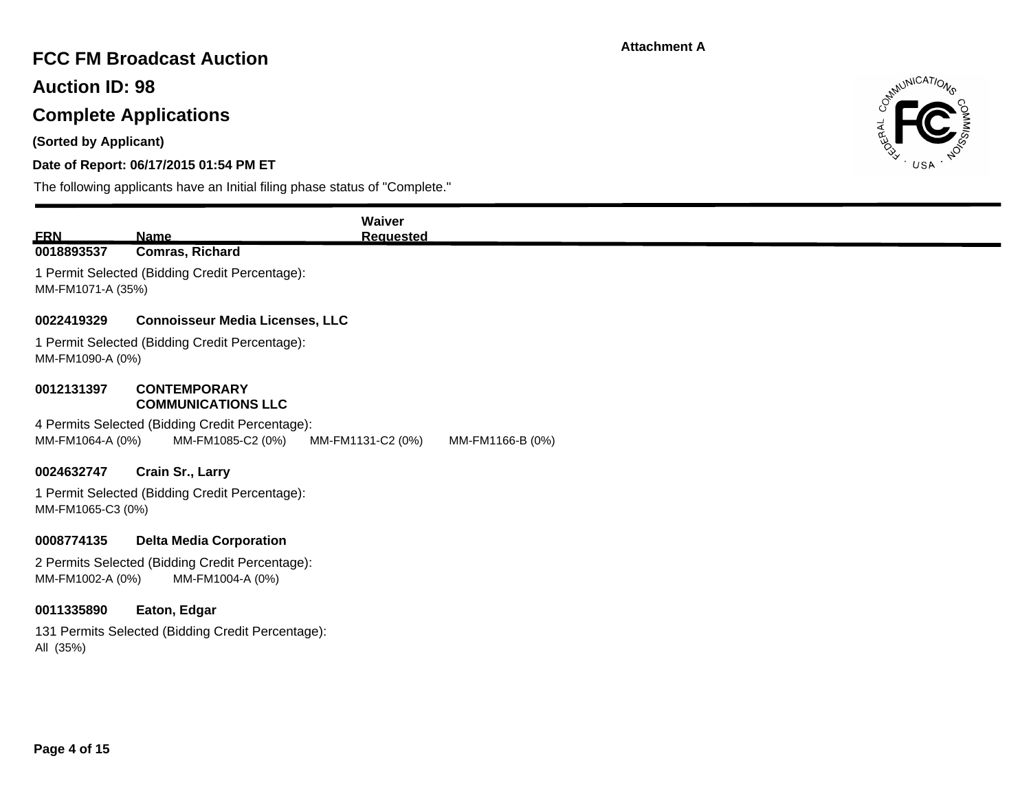Attachment A

# FCC FM Broadcast Auction

## Auction ID: 98

## Complete Applications

**(Sorted by Applicant)**

**Date of Report: 06/17/2015 01:54 PM ET**

The following applicants have an Initial filing phase status of "Complete."

| FRN | Name | Waiver Requested |
|---|---|---|
| 0018893537 | Comras, Richard | |

1 Permit Selected (Bidding Credit Percentage):
MM-FM1071-A (35%)

| | | |
|---|---|---|
| 0022419329 | Connoisseur Media Licenses, LLC | |

1 Permit Selected (Bidding Credit Percentage):
MM-FM1090-A (0%)

| | | |
|---|---|---|
| 0012131397 | CONTEMPORARY COMMUNICATIONS LLC | |

4 Permits Selected (Bidding Credit Percentage):
MM-FM1064-A (0%) MM-FM1085-C2 (0%) MM-FM1131-C2 (0%) MM-FM1166-B (0%)

| | | |
|---|---|---|
| 0024632747 | Crain Sr., Larry | |

1 Permit Selected (Bidding Credit Percentage):
MM-FM1065-C3 (0%)

| | | |
|---|---|---|
| 0008774135 | Delta Media Corporation | |

2 Permits Selected (Bidding Credit Percentage):
MM-FM1002-A (0%) MM-FM1004-A (0%)

| | | |
|---|---|---|
| 0011335890 | Eaton, Edgar | |

131 Permits Selected (Bidding Credit Percentage):
All (35%)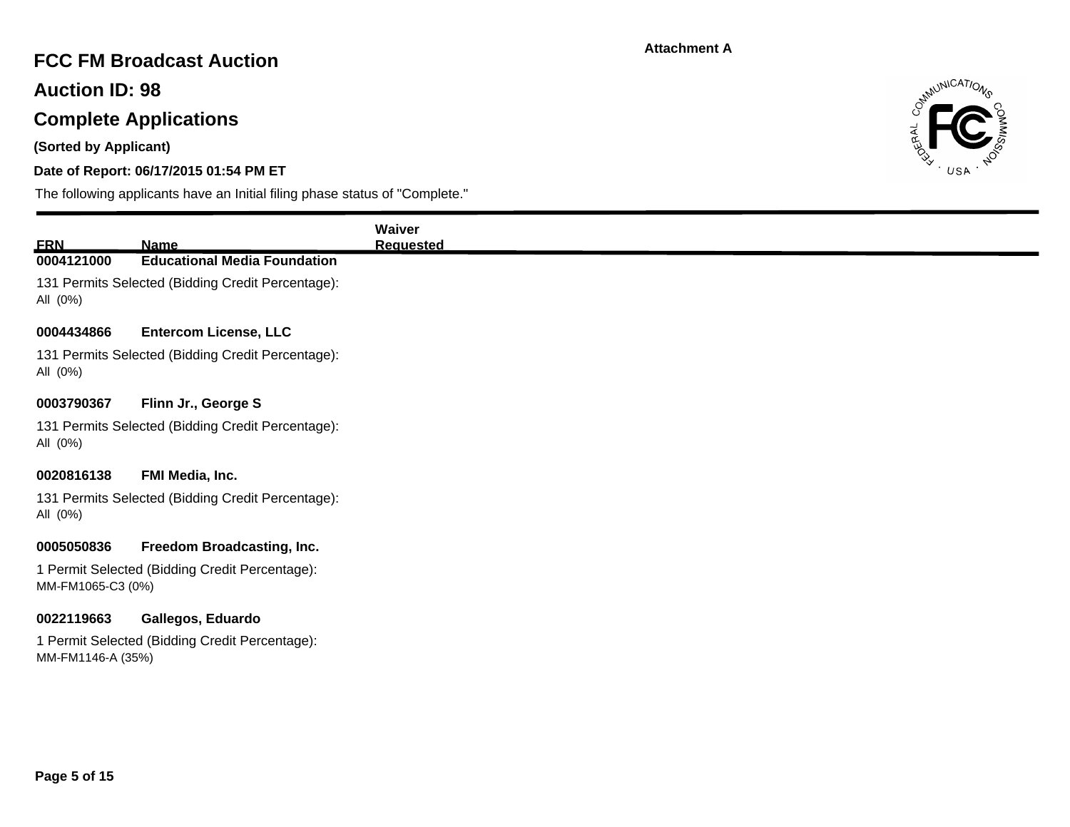Attachment A

# FCC FM Broadcast Auction

## Auction ID: 98

## Complete Applications

**(Sorted by Applicant)**

**Date of Report: 06/17/2015 01:54 PM ET**

The following applicants have an Initial filing phase status of "Complete."

| FRN | Name | Waiver Requested |
| --- | --- | --- |
| **0004121000** | **Educational Media Foundation** | |

131 Permits Selected (Bidding Credit Percentage):
All (0%)

**0004434866** **Entercom License, LLC**

131 Permits Selected (Bidding Credit Percentage):
All (0%)

**0003790367** **Flinn Jr., George S**

131 Permits Selected (Bidding Credit Percentage):
All (0%)

**0020816138** **FMI Media, Inc.**

131 Permits Selected (Bidding Credit Percentage):
All (0%)

**0005050836** **Freedom Broadcasting, Inc.**

1 Permit Selected (Bidding Credit Percentage):
MM-FM1065-C3 (0%)

**0022119663** **Gallegos, Eduardo**

1 Permit Selected (Bidding Credit Percentage):
MM-FM1146-A (35%)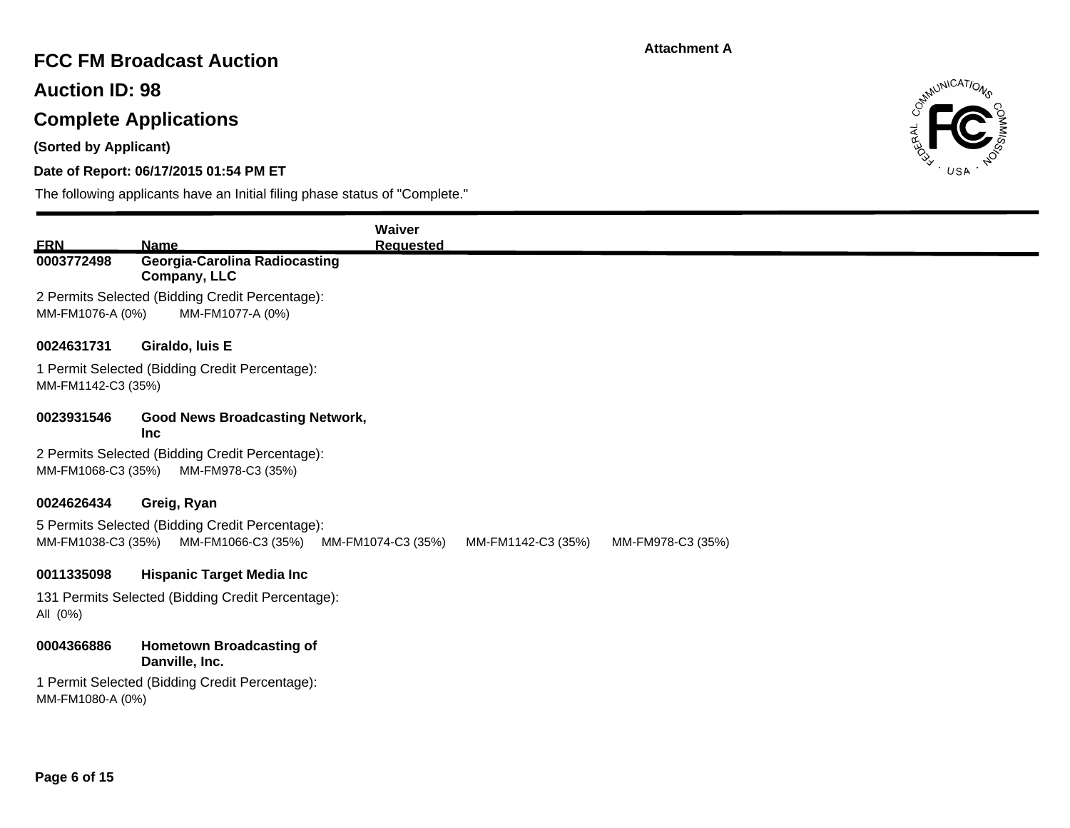Attachment A

# FCC FM Broadcast Auction

## Auction ID: 98

## Complete Applications

**(Sorted by Applicant)**

**Date of Report: 06/17/2015 01:54 PM ET**

The following applicants have an Initial filing phase status of "Complete."

| FRN | Name | Waiver Requested |
| --- | --- | --- |
| **0003772498** | **Georgia-Carolina Radiocasting Company, LLC** | |

2 Permits Selected (Bidding Credit Percentage):
MM-FM1076-A (0%) MM-FM1077-A (0%)

| FRN | Name | Waiver Requested |
| --- | --- | --- |
| **0024631731** | **Giraldo, luis E** | |

1 Permit Selected (Bidding Credit Percentage):
MM-FM1142-C3 (35%)

| FRN | Name | Waiver Requested |
| --- | --- | --- |
| **0023931546** | **Good News Broadcasting Network, Inc** | |

2 Permits Selected (Bidding Credit Percentage):
MM-FM1068-C3 (35%) MM-FM978-C3 (35%)

| FRN | Name | Waiver Requested |
| --- | --- | --- |
| **0024626434** | **Greig, Ryan** | |

5 Permits Selected (Bidding Credit Percentage):
MM-FM1038-C3 (35%) MM-FM1066-C3 (35%) MM-FM1074-C3 (35%) MM-FM1142-C3 (35%) MM-FM978-C3 (35%)

| FRN | Name | Waiver Requested |
| --- | --- | --- |
| **0011335098** | **Hispanic Target Media Inc** | |

131 Permits Selected (Bidding Credit Percentage):
All (0%)

| FRN | Name | Waiver Requested |
| --- | --- | --- |
| **0004366886** | **Hometown Broadcasting of Danville, Inc.** | |

1 Permit Selected (Bidding Credit Percentage):
MM-FM1080-A (0%)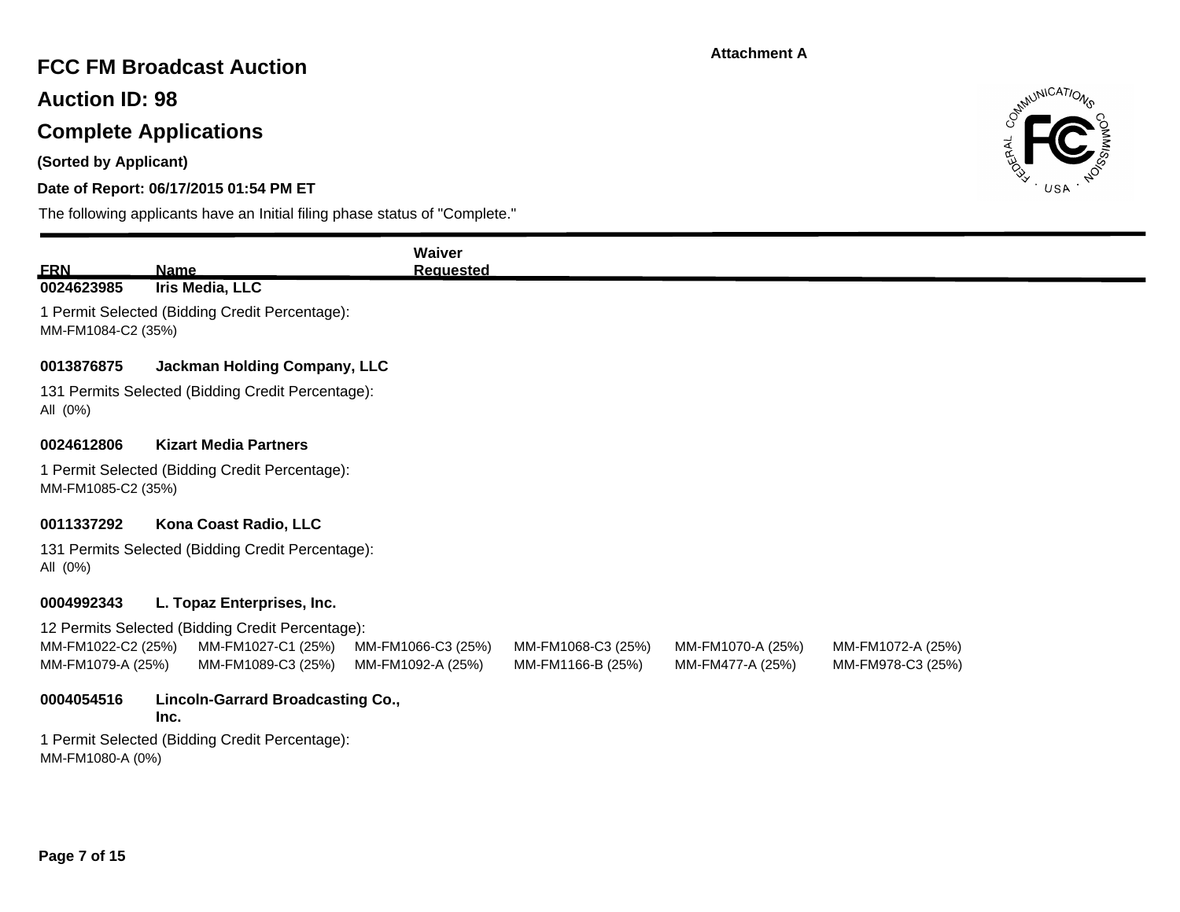**Attachment A**

# FCC FM Broadcast Auction

## Auction ID: 98

## Complete Applications

**(Sorted by Applicant)**

**Date of Report: 06/17/2015 01:54 PM ET**

The following applicants have an Initial filing phase status of "Complete."

| FRN | Name | Waiver Requested |
|---|---|---|
| 0024623985 | Iris Media, LLC | |

1 Permit Selected (Bidding Credit Percentage):
MM-FM1084-C2 (35%)

**0013876875 Jackman Holding Company, LLC**

131 Permits Selected (Bidding Credit Percentage):
All (0%)

**0024612806 Kizart Media Partners**

1 Permit Selected (Bidding Credit Percentage):
MM-FM1085-C2 (35%)

**0011337292 Kona Coast Radio, LLC**

131 Permits Selected (Bidding Credit Percentage):
All (0%)

**0004992343 L. Topaz Enterprises, Inc.**

12 Permits Selected (Bidding Credit Percentage):

| | | | | | |
|---|---|---|---|---|---|
| MM-FM1022-C2 (25%) | MM-FM1027-C1 (25%) | MM-FM1066-C3 (25%) | MM-FM1068-C3 (25%) | MM-FM1070-A (25%) | MM-FM1072-A (25%) |
| MM-FM1079-A (25%) | MM-FM1089-C3 (25%) | MM-FM1092-A (25%) | MM-FM1166-B (25%) | MM-FM477-A (25%) | MM-FM978-C3 (25%) |

**0004054516 Lincoln-Garrard Broadcasting Co., Inc.**

1 Permit Selected (Bidding Credit Percentage):
MM-FM1080-A (0%)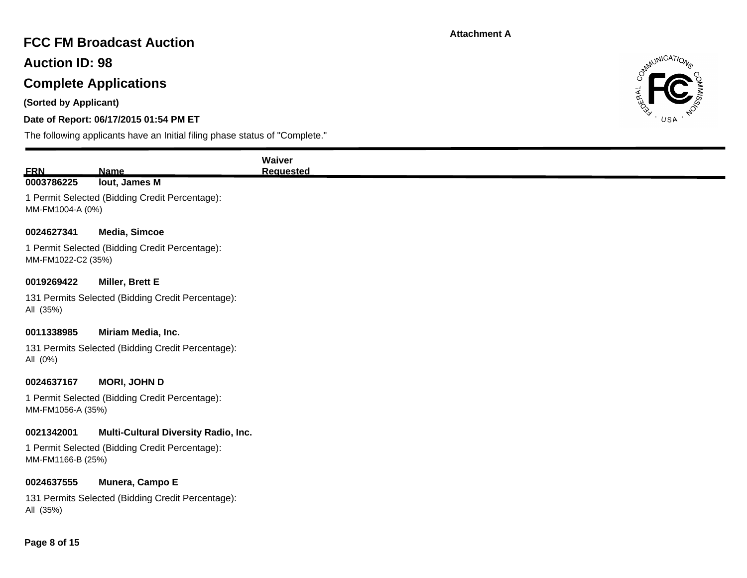Attachment A

# FCC FM Broadcast Auction

## Auction ID: 98

## Complete Applications

**(Sorted by Applicant)**

**Date of Report: 06/17/2015 01:54 PM ET**

The following applicants have an Initial filing phase status of "Complete."

| FRN | Name | Waiver Requested |
|---|---|---|
| **0003786225** | **Iout, James M** | |

1 Permit Selected (Bidding Credit Percentage):
MM-FM1004-A (0%)

| | | |
|---|---|---|
| **0024627341** | **Media, Simcoe** | |

1 Permit Selected (Bidding Credit Percentage):
MM-FM1022-C2 (35%)

| | | |
|---|---|---|
| **0019269422** | **Miller, Brett E** | |

131 Permits Selected (Bidding Credit Percentage):
All (35%)

| | | |
|---|---|---|
| **0011338985** | **Miriam Media, Inc.** | |

131 Permits Selected (Bidding Credit Percentage):
All (0%)

| | | |
|---|---|---|
| **0024637167** | **MORI, JOHN D** | |

1 Permit Selected (Bidding Credit Percentage):
MM-FM1056-A (35%)

| | | |
|---|---|---|
| **0021342001** | **Multi-Cultural Diversity Radio, Inc.** | |

1 Permit Selected (Bidding Credit Percentage):
MM-FM1166-B (25%)

| | | |
|---|---|---|
| **0024637555** | **Munera, Campo E** | |

131 Permits Selected (Bidding Credit Percentage):
All (35%)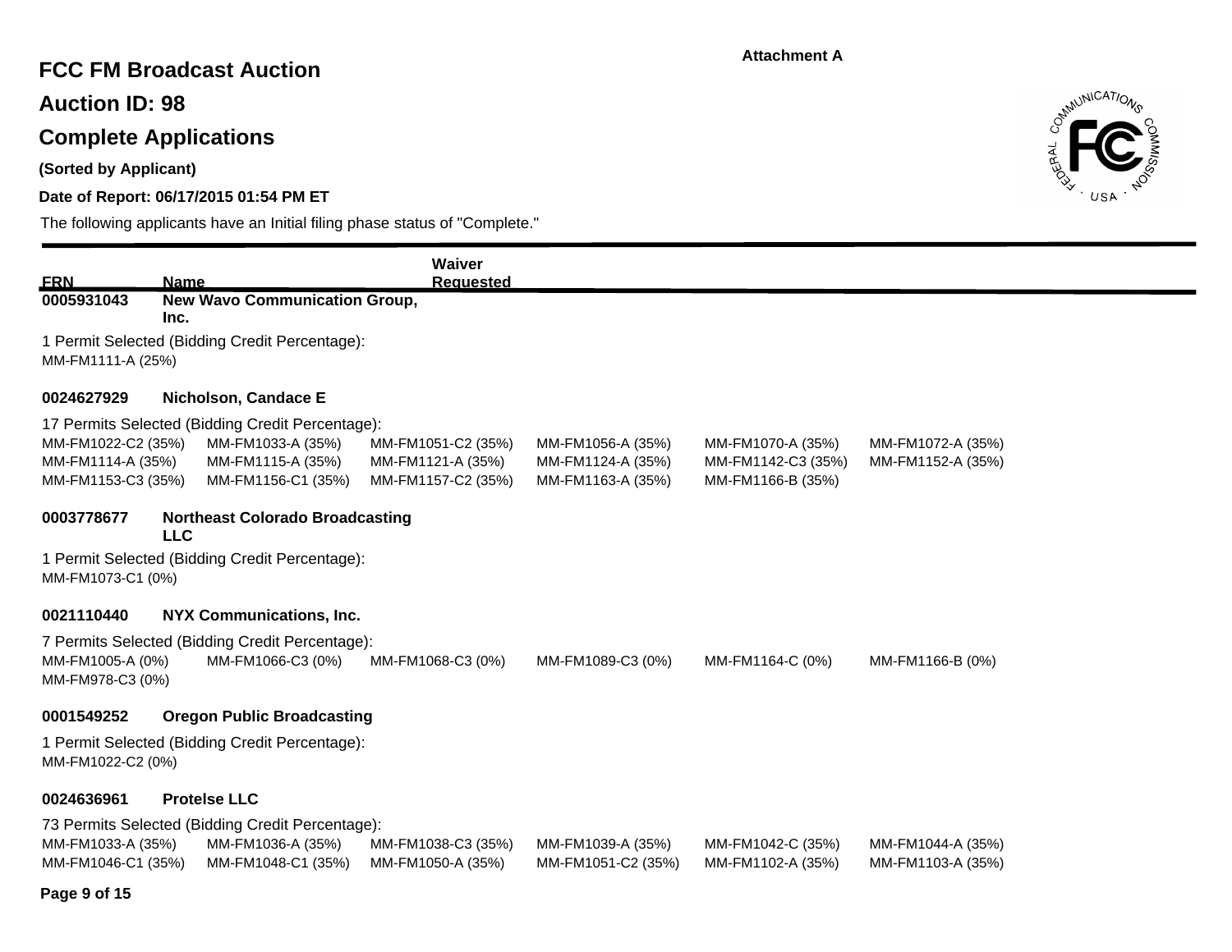Attachment A

# FCC FM Broadcast Auction

## Auction ID: 98

## Complete Applications

**(Sorted by Applicant)**

**Date of Report: 06/17/2015 01:54 PM ET**

The following applicants have an Initial filing phase status of "Complete."

| FRN | Name | Waiver Requested |
|---|---|---|
| **0005931043** | **New Wavo Communication Group, Inc.** | |

1 Permit Selected (Bidding Credit Percentage):
MM-FM1111-A (25%)

| | | |
|---|---|---|
| **0024627929** | **Nicholson, Candace E** | |

17 Permits Selected (Bidding Credit Percentage):

| | | | | | |
|---|---|---|---|---|---|
| MM-FM1022-C2 (35%) | MM-FM1033-A (35%) | MM-FM1051-C2 (35%) | MM-FM1056-A (35%) | MM-FM1070-A (35%) | MM-FM1072-A (35%) |
| MM-FM1114-A (35%) | MM-FM1115-A (35%) | MM-FM1121-A (35%) | MM-FM1124-A (35%) | MM-FM1142-C3 (35%) | MM-FM1152-A (35%) |
| MM-FM1153-C3 (35%) | MM-FM1156-C1 (35%) | MM-FM1157-C2 (35%) | MM-FM1163-A (35%) | MM-FM1166-B (35%) | |

| | | |
|---|---|---|
| **0003778677** | **Northeast Colorado Broadcasting LLC** | |

1 Permit Selected (Bidding Credit Percentage):
MM-FM1073-C1 (0%)

| | | |
|---|---|---|
| **0021110440** | **NYX Communications, Inc.** | |

7 Permits Selected (Bidding Credit Percentage):

| | | | | | |
|---|---|---|---|---|---|
| MM-FM1005-A (0%) | MM-FM1066-C3 (0%) | MM-FM1068-C3 (0%) | MM-FM1089-C3 (0%) | MM-FM1164-C (0%) | MM-FM1166-B (0%) |
| MM-FM978-C3 (0%) | | | | | |

| | | |
|---|---|---|
| **0001549252** | **Oregon Public Broadcasting** | |

1 Permit Selected (Bidding Credit Percentage):
MM-FM1022-C2 (0%)

| | | |
|---|---|---|
| **0024636961** | **Protelse LLC** | |

73 Permits Selected (Bidding Credit Percentage):

| | | | | | |
|---|---|---|---|---|---|
| MM-FM1033-A (35%) | MM-FM1036-A (35%) | MM-FM1038-C3 (35%) | MM-FM1039-A (35%) | MM-FM1042-C (35%) | MM-FM1044-A (35%) |
| MM-FM1046-C1 (35%) | MM-FM1048-C1 (35%) | MM-FM1050-A (35%) | MM-FM1051-C2 (35%) | MM-FM1102-A (35%) | MM-FM1103-A (35%) |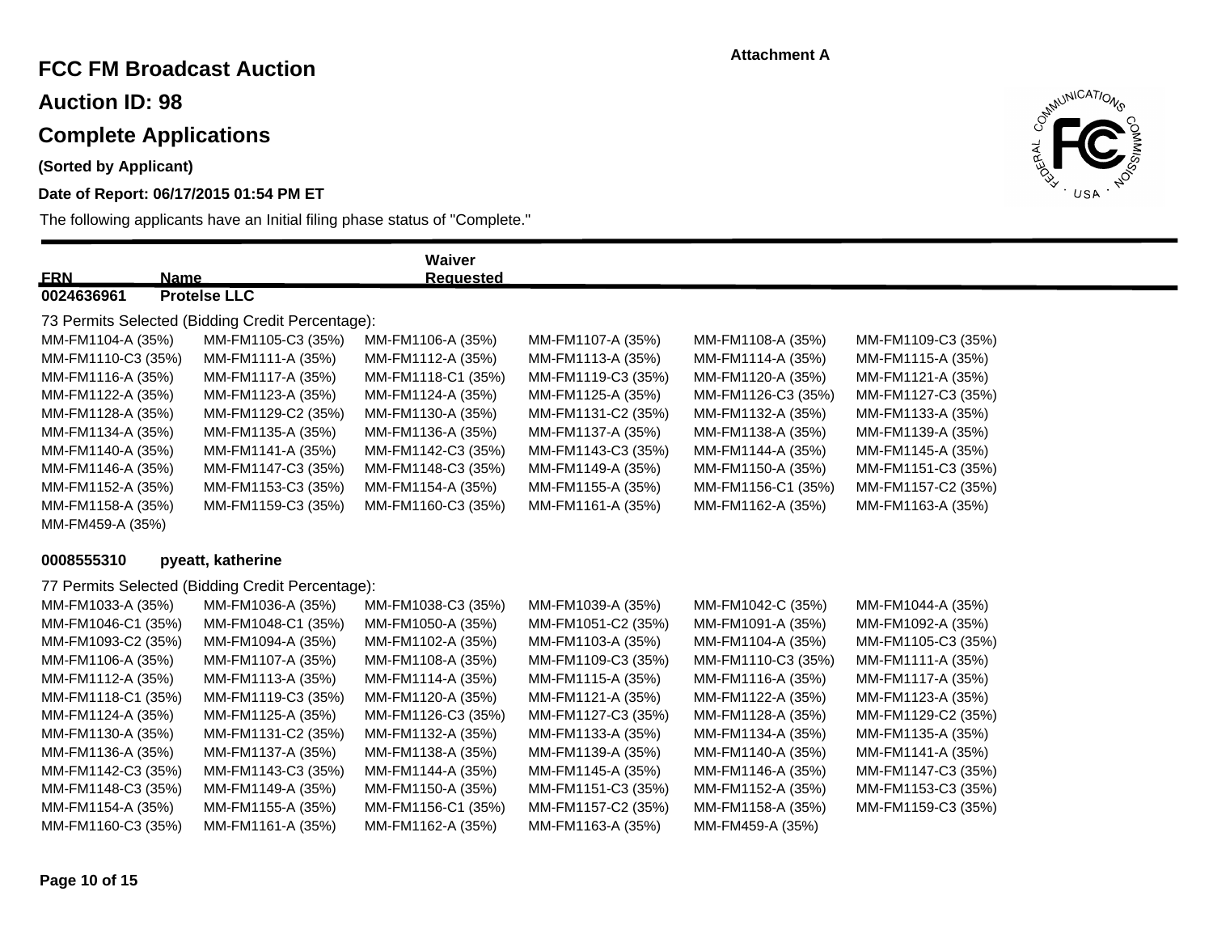**Attachment A**

# FCC FM Broadcast Auction

## Auction ID: 98

## Complete Applications

**(Sorted by Applicant)**

**Date of Report: 06/17/2015 01:54 PM ET**

The following applicants have an Initial filing phase status of "Complete."

| FRN | Name | Waiver Requested |
|---|---|---|
| 0024636961 | Protelse LLC | |

73 Permits Selected (Bidding Credit Percentage):

| | | | | | |
|---|---|---|---|---|---|
| MM-FM1104-A (35%) | MM-FM1105-C3 (35%) | MM-FM1106-A (35%) | MM-FM1107-A (35%) | MM-FM1108-A (35%) | MM-FM1109-C3 (35%) |
| MM-FM1110-C3 (35%) | MM-FM1111-A (35%) | MM-FM1112-A (35%) | MM-FM1113-A (35%) | MM-FM1114-A (35%) | MM-FM1115-A (35%) |
| MM-FM1116-A (35%) | MM-FM1117-A (35%) | MM-FM1118-C1 (35%) | MM-FM1119-C3 (35%) | MM-FM1120-A (35%) | MM-FM1121-A (35%) |
| MM-FM1122-A (35%) | MM-FM1123-A (35%) | MM-FM1124-A (35%) | MM-FM1125-A (35%) | MM-FM1126-C3 (35%) | MM-FM1127-C3 (35%) |
| MM-FM1128-A (35%) | MM-FM1129-C2 (35%) | MM-FM1130-A (35%) | MM-FM1131-C2 (35%) | MM-FM1132-A (35%) | MM-FM1133-A (35%) |
| MM-FM1134-A (35%) | MM-FM1135-A (35%) | MM-FM1136-A (35%) | MM-FM1137-A (35%) | MM-FM1138-A (35%) | MM-FM1139-A (35%) |
| MM-FM1140-A (35%) | MM-FM1141-A (35%) | MM-FM1142-C3 (35%) | MM-FM1143-C3 (35%) | MM-FM1144-A (35%) | MM-FM1145-A (35%) |
| MM-FM1146-A (35%) | MM-FM1147-C3 (35%) | MM-FM1148-C3 (35%) | MM-FM1149-A (35%) | MM-FM1150-A (35%) | MM-FM1151-C3 (35%) |
| MM-FM1152-A (35%) | MM-FM1153-C3 (35%) | MM-FM1154-A (35%) | MM-FM1155-A (35%) | MM-FM1156-C1 (35%) | MM-FM1157-C2 (35%) |
| MM-FM1158-A (35%) | MM-FM1159-C3 (35%) | MM-FM1160-C3 (35%) | MM-FM1161-A (35%) | MM-FM1162-A (35%) | MM-FM1163-A (35%) |
| MM-FM459-A (35%) | | | | | |

**0008555310 pyeatt, katherine**

77 Permits Selected (Bidding Credit Percentage):

| | | | | | |
|---|---|---|---|---|---|
| MM-FM1033-A (35%) | MM-FM1036-A (35%) | MM-FM1038-C3 (35%) | MM-FM1039-A (35%) | MM-FM1042-C (35%) | MM-FM1044-A (35%) |
| MM-FM1046-C1 (35%) | MM-FM1048-C1 (35%) | MM-FM1050-A (35%) | MM-FM1051-C2 (35%) | MM-FM1091-A (35%) | MM-FM1092-A (35%) |
| MM-FM1093-C2 (35%) | MM-FM1094-A (35%) | MM-FM1102-A (35%) | MM-FM1103-A (35%) | MM-FM1104-A (35%) | MM-FM1105-C3 (35%) |
| MM-FM1106-A (35%) | MM-FM1107-A (35%) | MM-FM1108-A (35%) | MM-FM1109-C3 (35%) | MM-FM1110-C3 (35%) | MM-FM1111-A (35%) |
| MM-FM1112-A (35%) | MM-FM1113-A (35%) | MM-FM1114-A (35%) | MM-FM1115-A (35%) | MM-FM1116-A (35%) | MM-FM1117-A (35%) |
| MM-FM1118-C1 (35%) | MM-FM1119-C3 (35%) | MM-FM1120-A (35%) | MM-FM1121-A (35%) | MM-FM1122-A (35%) | MM-FM1123-A (35%) |
| MM-FM1124-A (35%) | MM-FM1125-A (35%) | MM-FM1126-C3 (35%) | MM-FM1127-C3 (35%) | MM-FM1128-A (35%) | MM-FM1129-C2 (35%) |
| MM-FM1130-A (35%) | MM-FM1131-C2 (35%) | MM-FM1132-A (35%) | MM-FM1133-A (35%) | MM-FM1134-A (35%) | MM-FM1135-A (35%) |
| MM-FM1136-A (35%) | MM-FM1137-A (35%) | MM-FM1138-A (35%) | MM-FM1139-A (35%) | MM-FM1140-A (35%) | MM-FM1141-A (35%) |
| MM-FM1142-C3 (35%) | MM-FM1143-C3 (35%) | MM-FM1144-A (35%) | MM-FM1145-A (35%) | MM-FM1146-A (35%) | MM-FM1147-C3 (35%) |
| MM-FM1148-C3 (35%) | MM-FM1149-A (35%) | MM-FM1150-A (35%) | MM-FM1151-C3 (35%) | MM-FM1152-A (35%) | MM-FM1153-C3 (35%) |
| MM-FM1154-A (35%) | MM-FM1155-A (35%) | MM-FM1156-C1 (35%) | MM-FM1157-C2 (35%) | MM-FM1158-A (35%) | MM-FM1159-C3 (35%) |
| MM-FM1160-C3 (35%) | MM-FM1161-A (35%) | MM-FM1162-A (35%) | MM-FM1163-A (35%) | MM-FM459-A (35%) | |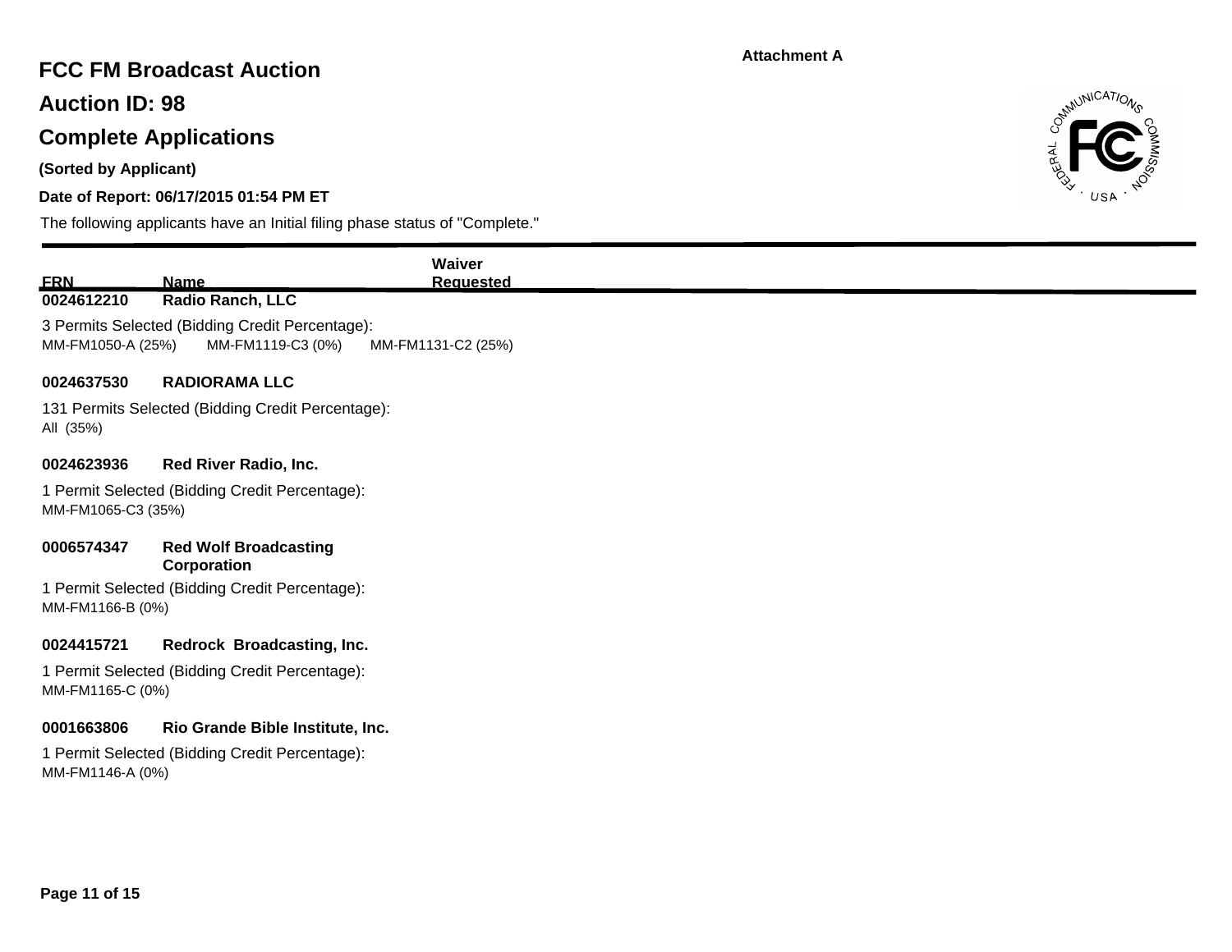Attachment A

# FCC FM Broadcast Auction

## Auction ID: 98

## Complete Applications

**(Sorted by Applicant)**

**Date of Report: 06/17/2015 01:54 PM ET**

The following applicants have an Initial filing phase status of "Complete."

| FRN | Name | Waiver Requested |
|---|---|---|
| **0024612210** | **Radio Ranch, LLC** | |

3 Permits Selected (Bidding Credit Percentage):
MM-FM1050-A (25%)  MM-FM1119-C3 (0%)  MM-FM1131-C2 (25%)

**0024637530 RADIORAMA LLC**

131 Permits Selected (Bidding Credit Percentage):
All (35%)

**0024623936 Red River Radio, Inc.**

1 Permit Selected (Bidding Credit Percentage):
MM-FM1065-C3 (35%)

**0006574347 Red Wolf Broadcasting Corporation**

1 Permit Selected (Bidding Credit Percentage):
MM-FM1166-B (0%)

**0024415721 Redrock Broadcasting, Inc.**

1 Permit Selected (Bidding Credit Percentage):
MM-FM1165-C (0%)

**0001663806 Rio Grande Bible Institute, Inc.**

1 Permit Selected (Bidding Credit Percentage):
MM-FM1146-A (0%)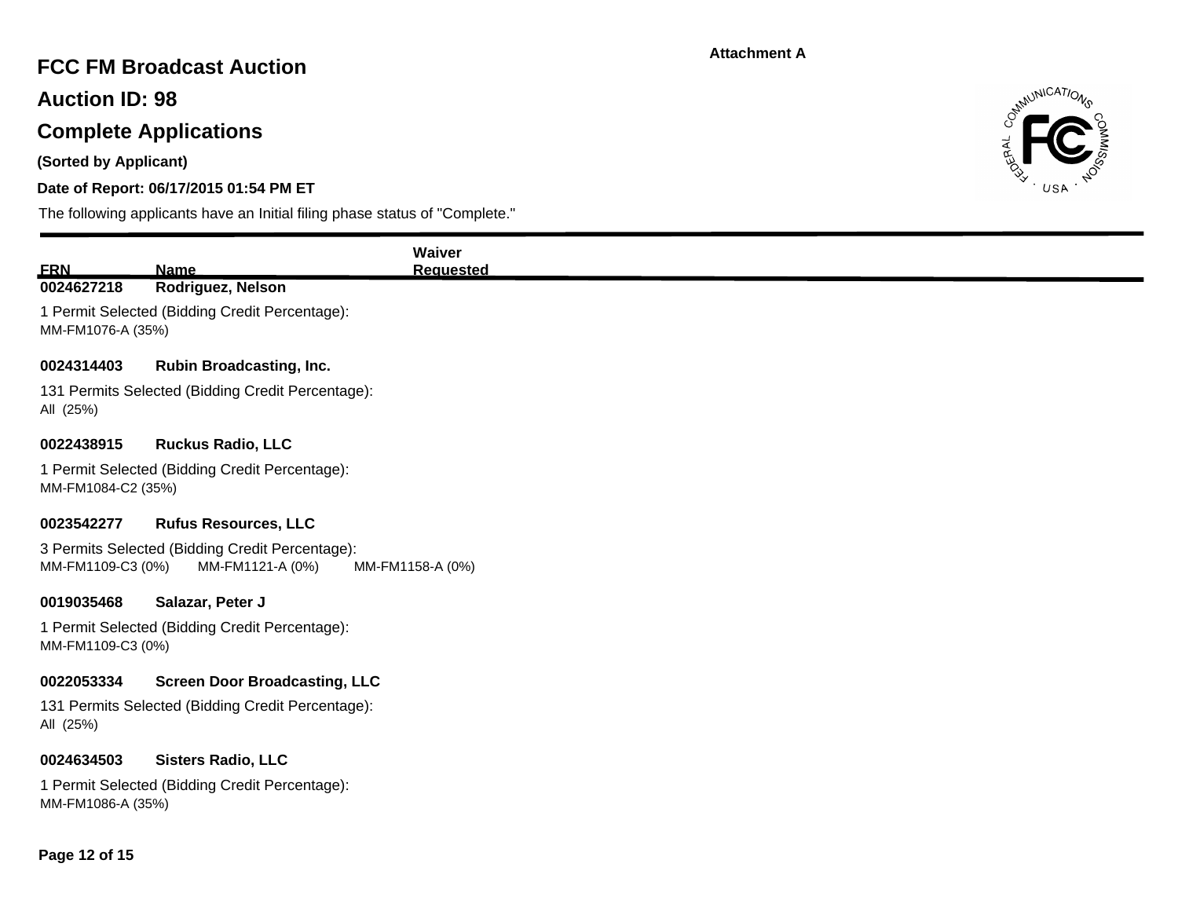Attachment A

# FCC FM Broadcast Auction

## Auction ID: 98

## Complete Applications

**(Sorted by Applicant)**

**Date of Report: 06/17/2015 01:54 PM ET**

The following applicants have an Initial filing phase status of "Complete."

| FRN | Name | Waiver Requested |
|---|---|---|
| **0024627218** | **Rodriguez, Nelson** | |

1 Permit Selected (Bidding Credit Percentage):
MM-FM1076-A (35%)

**0024314403** **Rubin Broadcasting, Inc.**

131 Permits Selected (Bidding Credit Percentage):
All (25%)

**0022438915** **Ruckus Radio, LLC**

1 Permit Selected (Bidding Credit Percentage):
MM-FM1084-C2 (35%)

**0023542277** **Rufus Resources, LLC**

3 Permits Selected (Bidding Credit Percentage):
MM-FM1109-C3 (0%) MM-FM1121-A (0%) MM-FM1158-A (0%)

**0019035468** **Salazar, Peter J**

1 Permit Selected (Bidding Credit Percentage):
MM-FM1109-C3 (0%)

**0022053334** **Screen Door Broadcasting, LLC**

131 Permits Selected (Bidding Credit Percentage):
All (25%)

**0024634503** **Sisters Radio, LLC**

1 Permit Selected (Bidding Credit Percentage):
MM-FM1086-A (35%)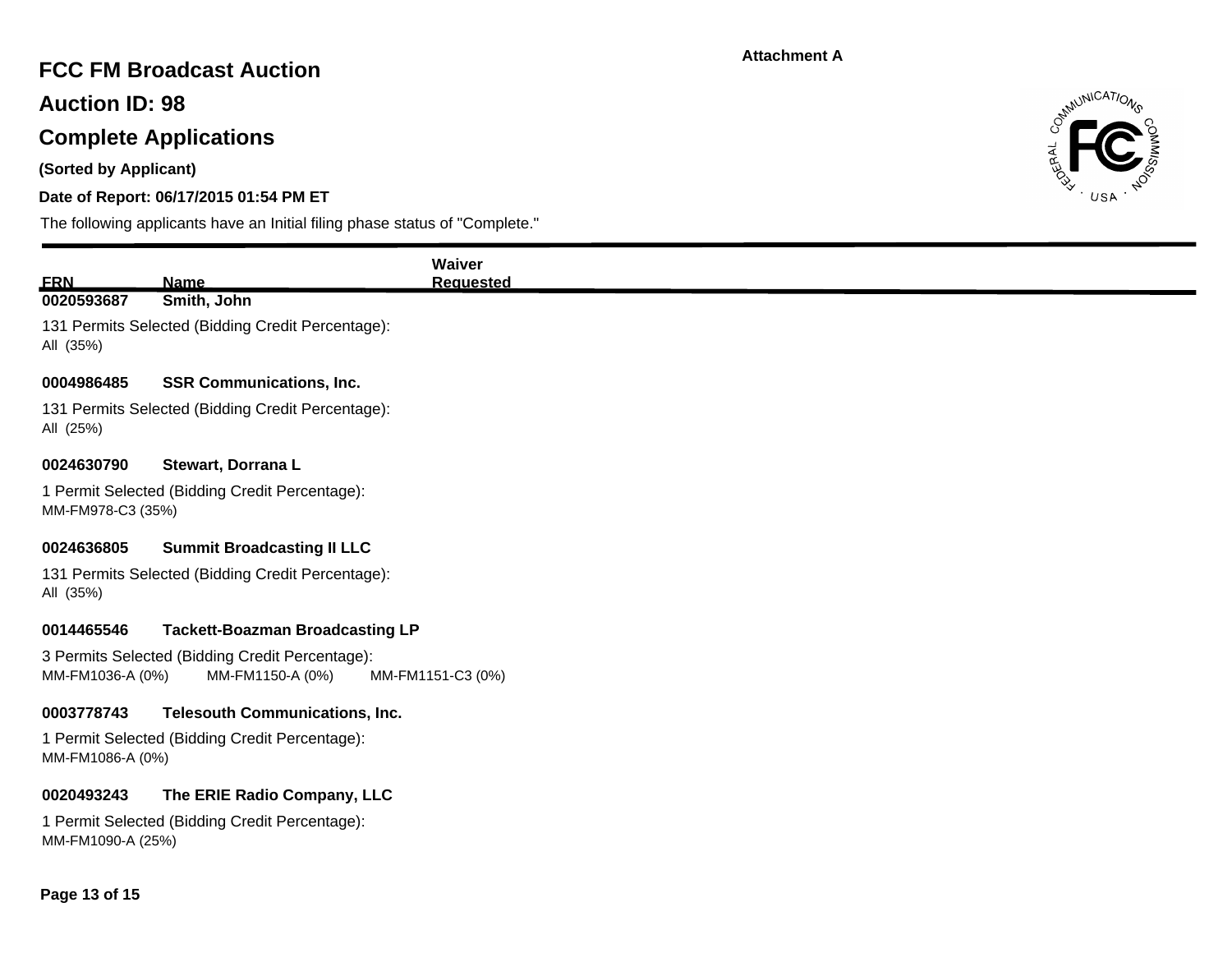Attachment A

# FCC FM Broadcast Auction

## Auction ID: 98

## Complete Applications

**(Sorted by Applicant)**

**Date of Report: 06/17/2015 01:54 PM ET**

The following applicants have an Initial filing phase status of "Complete."

| FRN | Name | Waiver Requested |
|---|---|---|

**0020593687 Smith, John**

131 Permits Selected (Bidding Credit Percentage):
All (35%)

**0004986485 SSR Communications, Inc.**

131 Permits Selected (Bidding Credit Percentage):
All (25%)

**0024630790 Stewart, Dorrana L**

1 Permit Selected (Bidding Credit Percentage):
MM-FM978-C3 (35%)

**0024636805 Summit Broadcasting II LLC**

131 Permits Selected (Bidding Credit Percentage):
All (35%)

**0014465546 Tackett-Boazman Broadcasting LP**

3 Permits Selected (Bidding Credit Percentage):
MM-FM1036-A (0%) MM-FM1150-A (0%) MM-FM1151-C3 (0%)

**0003778743 Telesouth Communications, Inc.**

1 Permit Selected (Bidding Credit Percentage):
MM-FM1086-A (0%)

**0020493243 The ERIE Radio Company, LLC**

1 Permit Selected (Bidding Credit Percentage):
MM-FM1090-A (25%)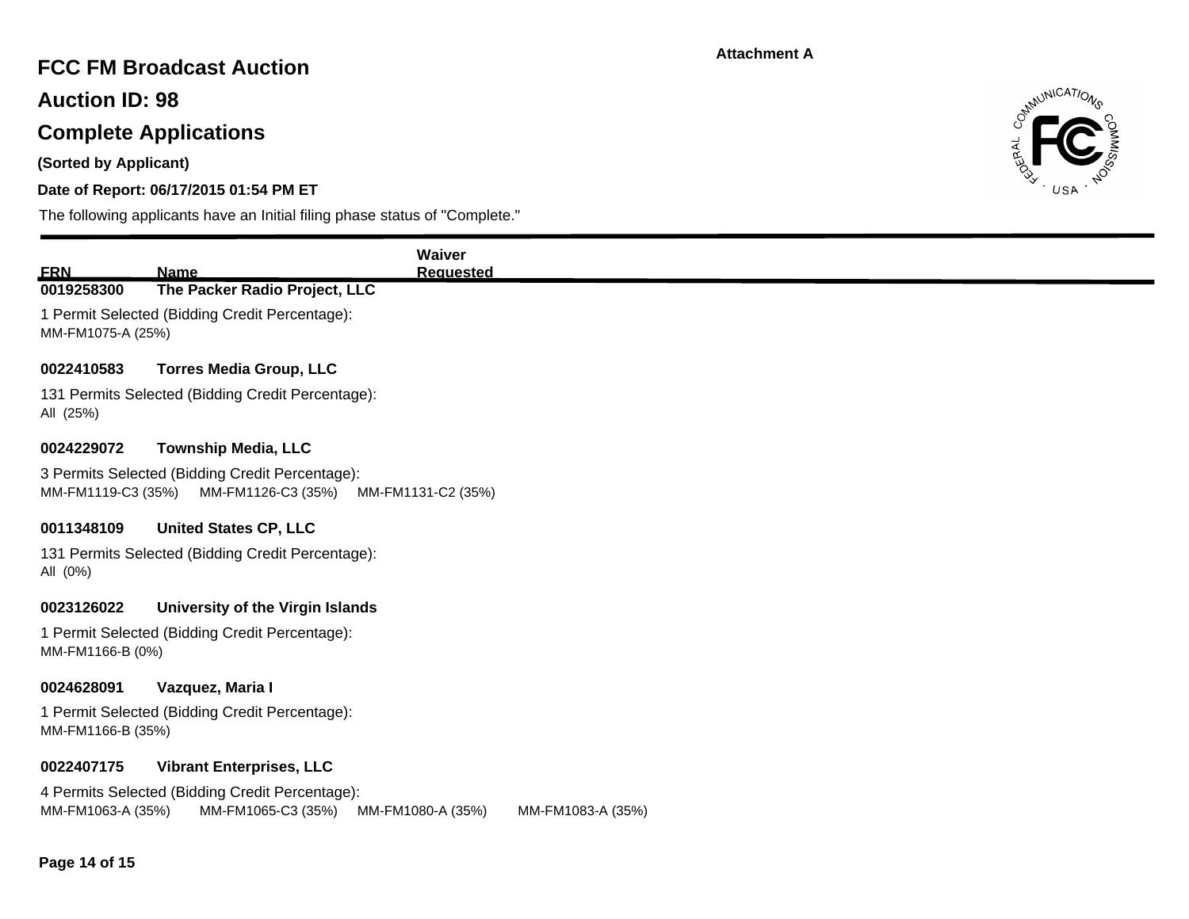**Attachment A**

# FCC FM Broadcast Auction

## Auction ID: 98

## Complete Applications

**(Sorted by Applicant)**

**Date of Report: 06/17/2015 01:54 PM ET**

The following applicants have an Initial filing phase status of "Complete."

| FRN | Name | Waiver Requested |
|---|---|---|
| 0019258300 | **The Packer Radio Project, LLC** | |

1 Permit Selected (Bidding Credit Percentage):
MM-FM1075-A (25%)

**0022410583 Torres Media Group, LLC**

131 Permits Selected (Bidding Credit Percentage):
All (25%)

**0024229072 Township Media, LLC**

3 Permits Selected (Bidding Credit Percentage):
MM-FM1119-C3 (35%) MM-FM1126-C3 (35%) MM-FM1131-C2 (35%)

**0011348109 United States CP, LLC**

131 Permits Selected (Bidding Credit Percentage):
All (0%)

**0023126022 University of the Virgin Islands**

1 Permit Selected (Bidding Credit Percentage):
MM-FM1166-B (0%)

**0024628091 Vazquez, Maria I**

1 Permit Selected (Bidding Credit Percentage):
MM-FM1166-B (35%)

**0022407175 Vibrant Enterprises, LLC**

4 Permits Selected (Bidding Credit Percentage):
MM-FM1063-A (35%) MM-FM1065-C3 (35%) MM-FM1080-A (35%) MM-FM1083-A (35%)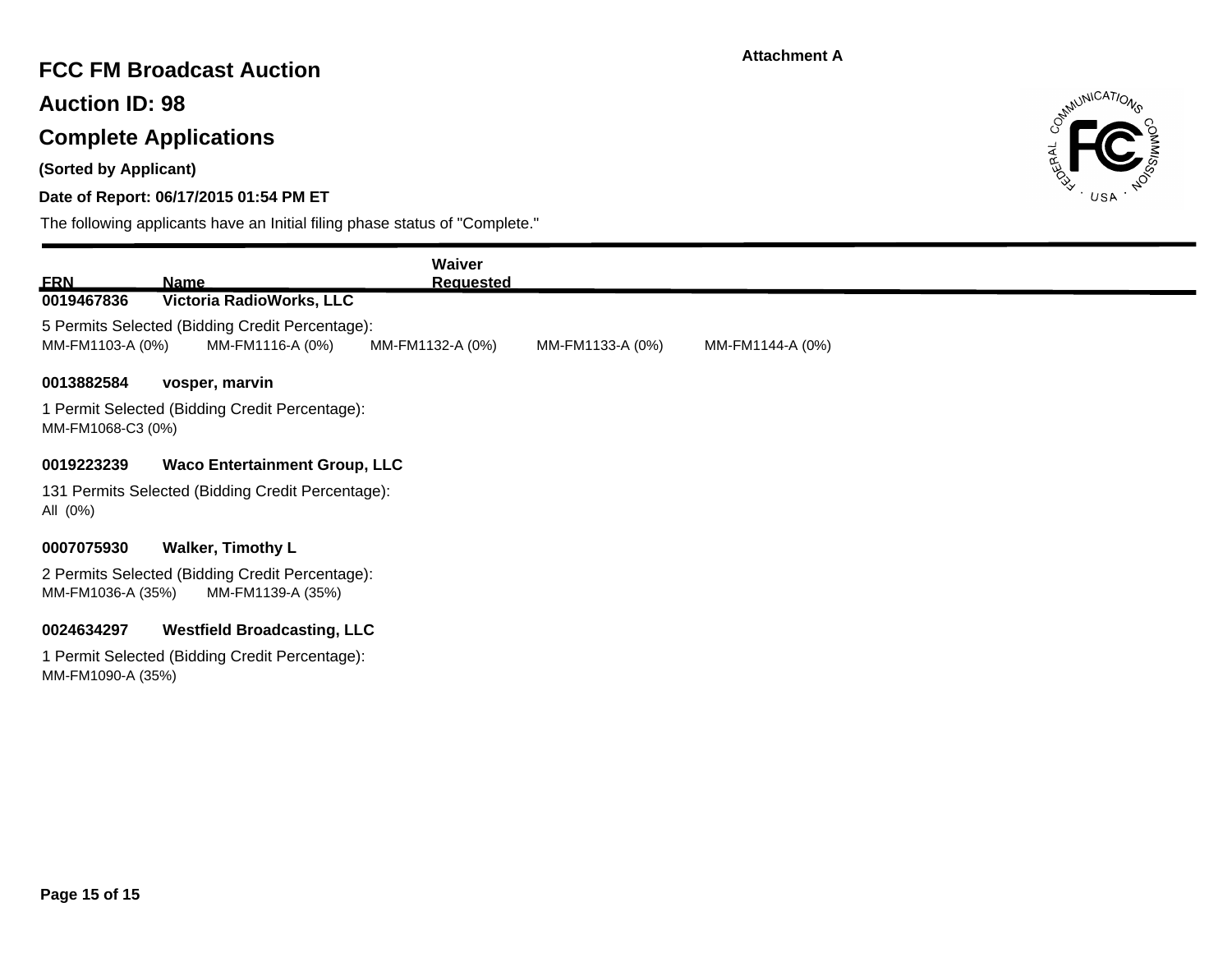Attachment A

# FCC FM Broadcast Auction

## Auction ID: 98

## Complete Applications

**(Sorted by Applicant)**

**Date of Report: 06/17/2015 01:54 PM ET**

The following applicants have an Initial filing phase status of "Complete."

| FRN | Name | Waiver Requested |
|---|---|---|
| 0019467836 | Victoria RadioWorks, LLC | |

5 Permits Selected (Bidding Credit Percentage):
MM-FM1103-A (0%) MM-FM1116-A (0%) MM-FM1132-A (0%) MM-FM1133-A (0%) MM-FM1144-A (0%)

**0013882584 vosper, marvin**

1 Permit Selected (Bidding Credit Percentage):
MM-FM1068-C3 (0%)

**0019223239 Waco Entertainment Group, LLC**

131 Permits Selected (Bidding Credit Percentage):
All (0%)

**0007075930 Walker, Timothy L**

2 Permits Selected (Bidding Credit Percentage):
MM-FM1036-A (35%) MM-FM1139-A (35%)

**0024634297 Westfield Broadcasting, LLC**

1 Permit Selected (Bidding Credit Percentage):
MM-FM1090-A (35%)